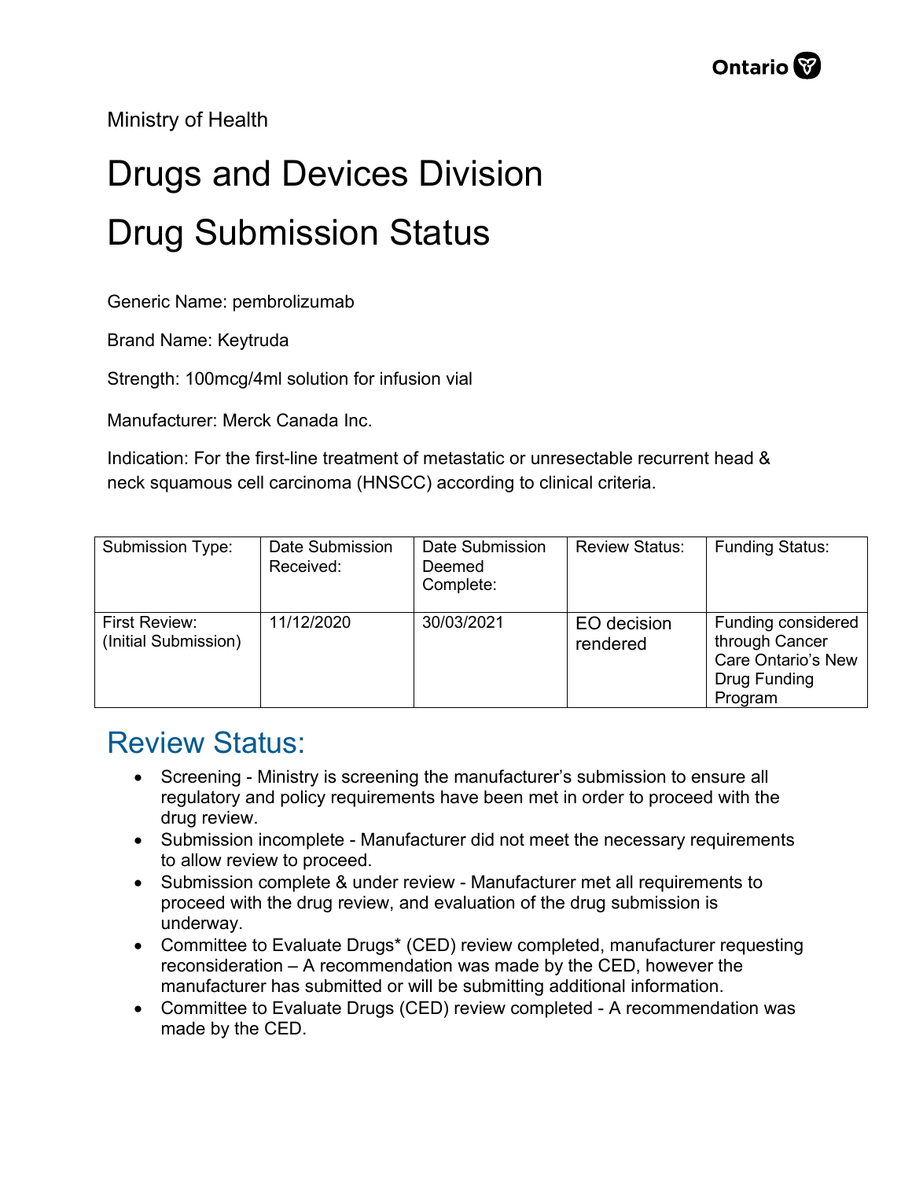Ministry of Health

# Drugs and Devices Division

# Drug Submission Status

Generic Name: pembrolizumab

Brand Name: Keytruda

Strength: 100mcg/4ml solution for infusion vial

Manufacturer: Merck Canada Inc.

Indication: For the first-line treatment of metastatic or unresectable recurrent head & neck squamous cell carcinoma (HNSCC) according to clinical criteria.

| Submission Type: | Date Submission Received: | Date Submission Deemed Complete: | Review Status: | Funding Status: |
|---|---|---|---|---|
| First Review: (Initial Submission) | 11/12/2020 | 30/03/2021 | EO decision rendered | Funding considered through Cancer Care Ontario's New Drug Funding Program |

## Review Status:

- Screening - Ministry is screening the manufacturer's submission to ensure all regulatory and policy requirements have been met in order to proceed with the drug review.
- Submission incomplete - Manufacturer did not meet the necessary requirements to allow review to proceed.
- Submission complete & under review - Manufacturer met all requirements to proceed with the drug review, and evaluation of the drug submission is underway.
- Committee to Evaluate Drugs* (CED) review completed, manufacturer requesting reconsideration – A recommendation was made by the CED, however the manufacturer has submitted or will be submitting additional information.
- Committee to Evaluate Drugs (CED) review completed - A recommendation was made by the CED.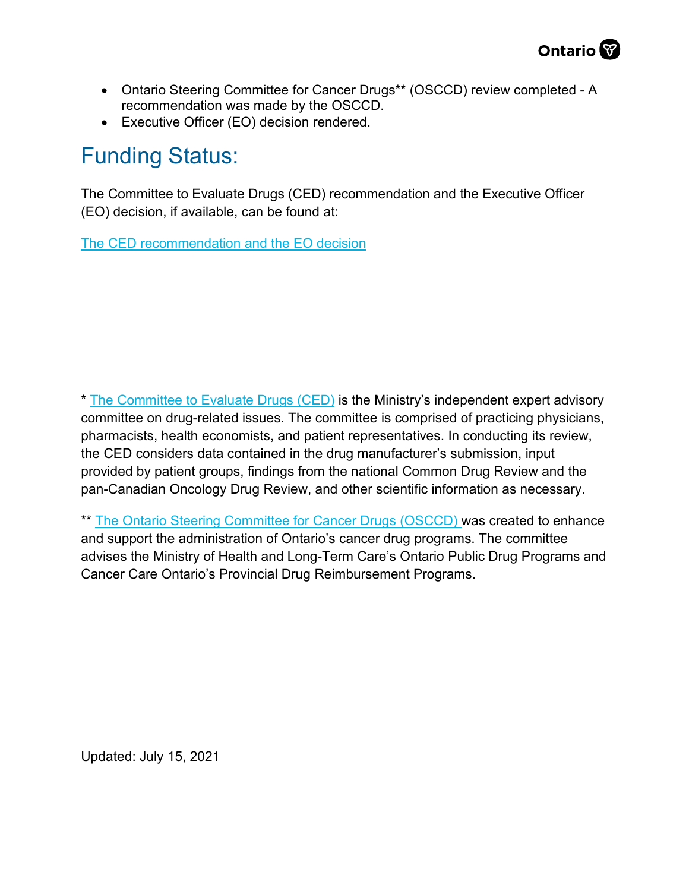- Ontario Steering Committee for Cancer Drugs** (OSCCD) review completed - A recommendation was made by the OSCCD.
- Executive Officer (EO) decision rendered.

# Funding Status:

The Committee to Evaluate Drugs (CED) recommendation and the Executive Officer (EO) decision, if available, can be found at:

The CED recommendation and the EO decision

* The Committee to Evaluate Drugs (CED) is the Ministry's independent expert advisory committee on drug-related issues. The committee is comprised of practicing physicians, pharmacists, health economists, and patient representatives. In conducting its review, the CED considers data contained in the drug manufacturer's submission, input provided by patient groups, findings from the national Common Drug Review and the pan-Canadian Oncology Drug Review, and other scientific information as necessary.

** The Ontario Steering Committee for Cancer Drugs (OSCCD) was created to enhance and support the administration of Ontario's cancer drug programs. The committee advises the Ministry of Health and Long-Term Care's Ontario Public Drug Programs and Cancer Care Ontario's Provincial Drug Reimbursement Programs.

Updated: July 15, 2021